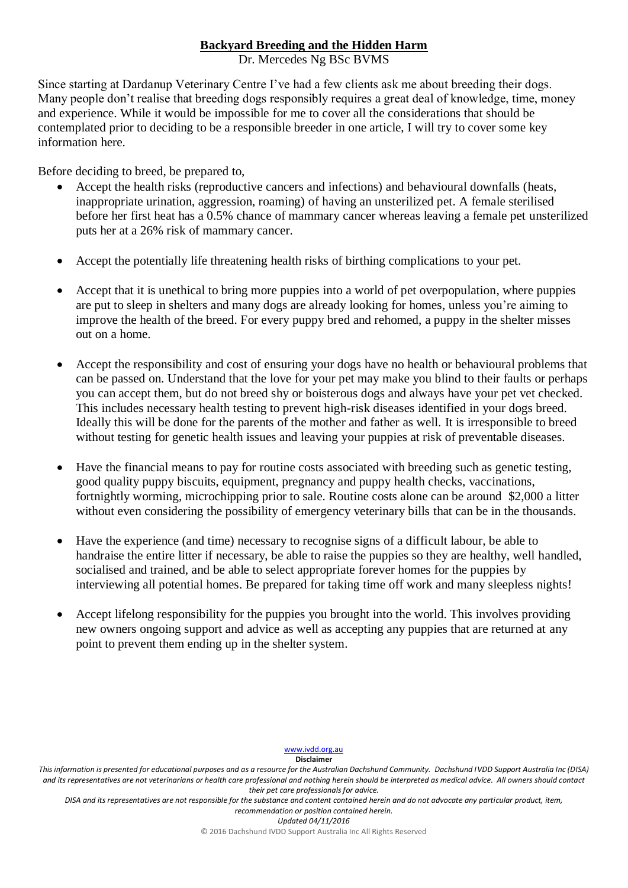# Backyard Breeding and the Hidden Harm

Dr. Mercedes Ng BSc BVMS

Since starting at Dardanup Veterinary Centre I've had a few clients ask me about breeding their dogs. Many people don't realise that breeding dogs responsibly requires a great deal of knowledge, time, money and experience. While it would be impossible for me to cover all the considerations that should be contemplated prior to deciding to be a responsible breeder in one article, I will try to cover some key information here.

Before deciding to breed, be prepared to,

- Accept the health risks (reproductive cancers and infections) and behavioural downfalls (heats, inappropriate urination, aggression, roaming) of having an unsterilized pet. A female sterilised before her first heat has a 0.5% chance of mammary cancer whereas leaving a female pet unsterilized puts her at a 26% risk of mammary cancer.

- Accept the potentially life threatening health risks of birthing complications to your pet.

- Accept that it is unethical to bring more puppies into a world of pet overpopulation, where puppies are put to sleep in shelters and many dogs are already looking for homes, unless you're aiming to improve the health of the breed. For every puppy bred and rehomed, a puppy in the shelter misses out on a home.

- Accept the responsibility and cost of ensuring your dogs have no health or behavioural problems that can be passed on. Understand that the love for your pet may make you blind to their faults or perhaps you can accept them, but do not breed shy or boisterous dogs and always have your pet vet checked. This includes necessary health testing to prevent high-risk diseases identified in your dogs breed. Ideally this will be done for the parents of the mother and father as well. It is irresponsible to breed without testing for genetic health issues and leaving your puppies at risk of preventable diseases.

- Have the financial means to pay for routine costs associated with breeding such as genetic testing, good quality puppy biscuits, equipment, pregnancy and puppy health checks, vaccinations, fortnightly worming, microchipping prior to sale. Routine costs alone can be around $2,000 a litter without even considering the possibility of emergency veterinary bills that can be in the thousands.

- Have the experience (and time) necessary to recognise signs of a difficult labour, be able to handraise the entire litter if necessary, be able to raise the puppies so they are healthy, well handled, socialised and trained, and be able to select appropriate forever homes for the puppies by interviewing all potential homes. Be prepared for taking time off work and many sleepless nights!

- Accept lifelong responsibility for the puppies you brought into the world. This involves providing new owners ongoing support and advice as well as accepting any puppies that are returned at any point to prevent them ending up in the shelter system.

www.ivdd.org.au

**Disclaimer**

*This information is presented for educational purposes and as a resource for the Australian Dachshund Community. Dachshund IVDD Support Australia Inc (DISA) and its representatives are not veterinarians or health care professional and nothing herein should be interpreted as medical advice. All owners should contact their pet care professionals for advice.*

*DISA and its representatives are not responsible for the substance and content contained herein and do not advocate any particular product, item, recommendation or position contained herein.*

*Updated 04/11/2016*

© 2016 Dachshund IVDD Support Australia Inc All Rights Reserved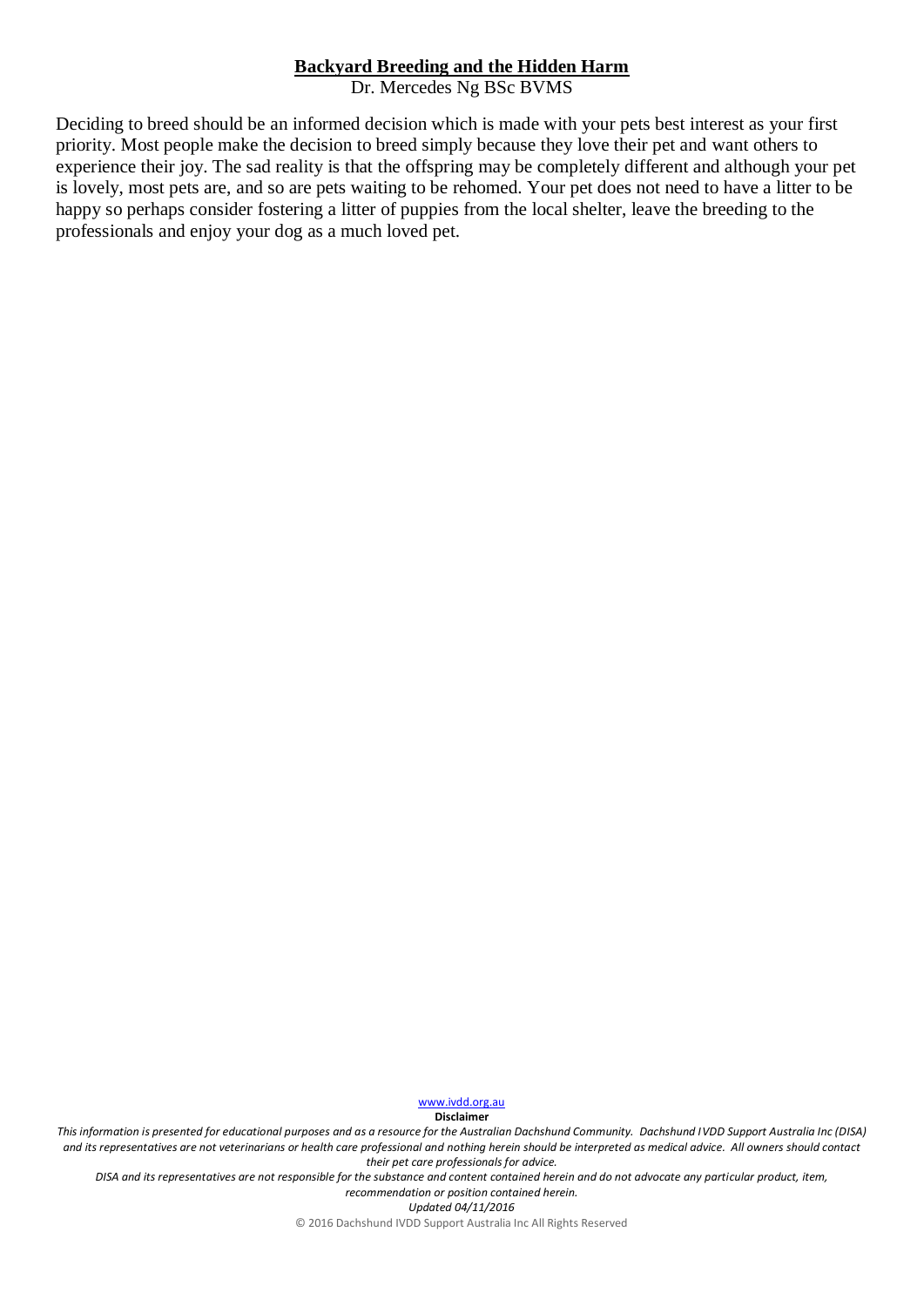Deciding to breed should be an informed decision which is made with your pets best interest as your first priority. Most people make the decision to breed simply because they love their pet and want others to experience their joy. The sad reality is that the offspring may be completely different and although your pet is lovely, most pets are, and so are pets waiting to be rehomed. Your pet does not need to have a litter to be happy so perhaps consider fostering a litter of puppies from the local shelter, leave the breeding to the professionals and enjoy your dog as a much loved pet.